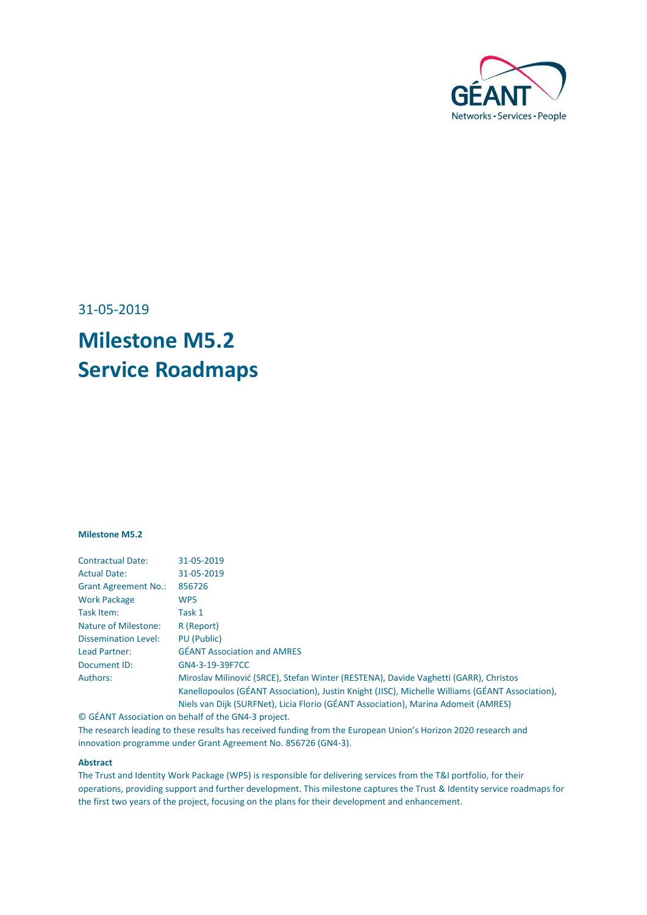31-05-2019

# Milestone M5.2
# Service Roadmaps

**Milestone M5.2**

| | |
|---|---|
| Contractual Date: | 31-05-2019 |
| Actual Date: | 31-05-2019 |
| Grant Agreement No.: | 856726 |
| Work Package | WP5 |
| Task Item: | Task 1 |
| Nature of Milestone: | R (Report) |
| Dissemination Level: | PU (Public) |
| Lead Partner: | GÉANT Association and AMRES |
| Document ID: | GN4-3-19-39F7CC |
| Authors: | Miroslav Milinović (SRCE), Stefan Winter (RESTENA), Davide Vaghetti (GARR), Christos Kanellopoulos (GÉANT Association), Justin Knight (JISC), Michelle Williams (GÉANT Association), Niels van Dijk (SURFNet), Licia Florio (GÉANT Association), Marina Adomeit (AMRES) |

© GÉANT Association on behalf of the GN4-3 project.
The research leading to these results has received funding from the European Union's Horizon 2020 research and innovation programme under Grant Agreement No. 856726 (GN4-3).

**Abstract**
The Trust and Identity Work Package (WP5) is responsible for delivering services from the T&I portfolio, for their operations, providing support and further development. This milestone captures the Trust & Identity service roadmaps for the first two years of the project, focusing on the plans for their development and enhancement.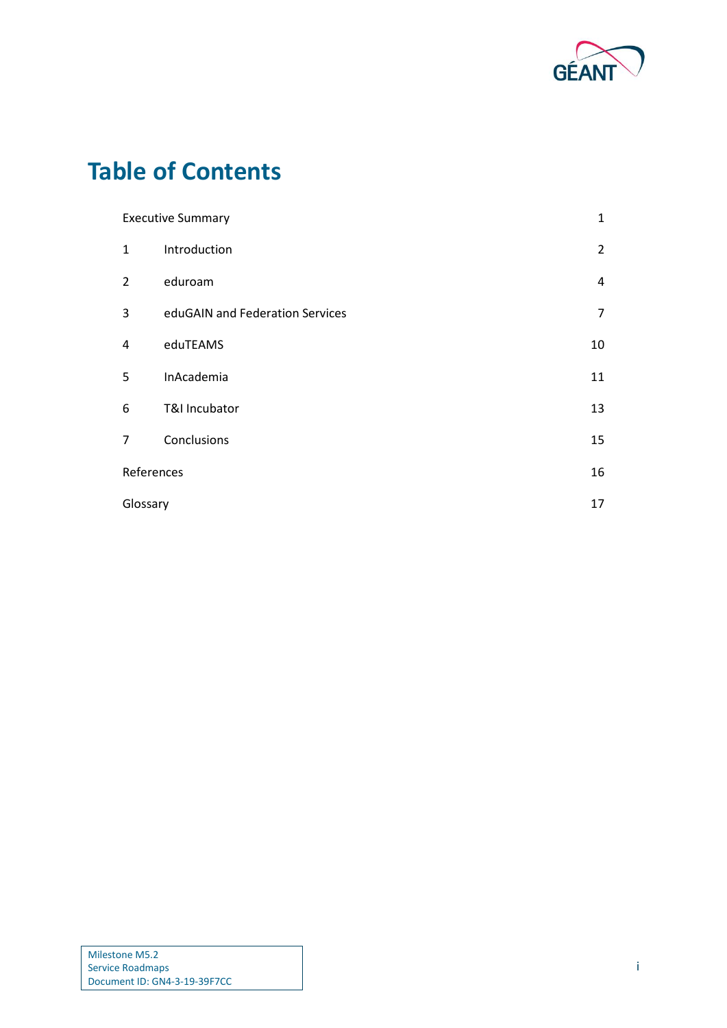# Table of Contents

| | | |
|---|---|---|
| Executive Summary | | 1 |
| 1 | Introduction | 2 |
| 2 | eduroam | 4 |
| 3 | eduGAIN and Federation Services | 7 |
| 4 | eduTEAMS | 10 |
| 5 | InAcademia | 11 |
| 6 | T&I Incubator | 13 |
| 7 | Conclusions | 15 |
| References | | 16 |
| Glossary | | 17 |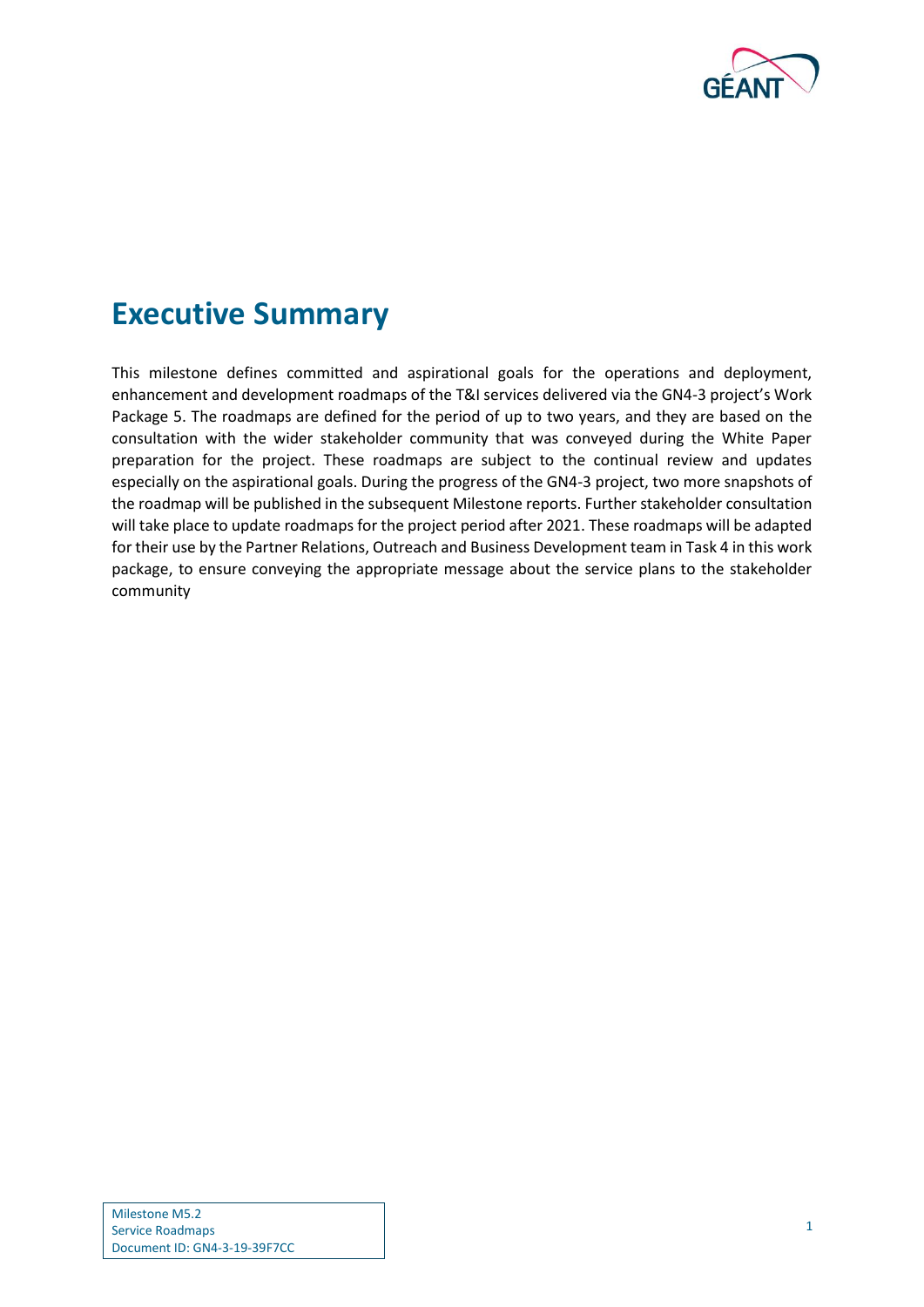# Executive Summary

This milestone defines committed and aspirational goals for the operations and deployment, enhancement and development roadmaps of the T&I services delivered via the GN4-3 project's Work Package 5. The roadmaps are defined for the period of up to two years, and they are based on the consultation with the wider stakeholder community that was conveyed during the White Paper preparation for the project. These roadmaps are subject to the continual review and updates especially on the aspirational goals. During the progress of the GN4-3 project, two more snapshots of the roadmap will be published in the subsequent Milestone reports. Further stakeholder consultation will take place to update roadmaps for the project period after 2021. These roadmaps will be adapted for their use by the Partner Relations, Outreach and Business Development team in Task 4 in this work package, to ensure conveying the appropriate message about the service plans to the stakeholder community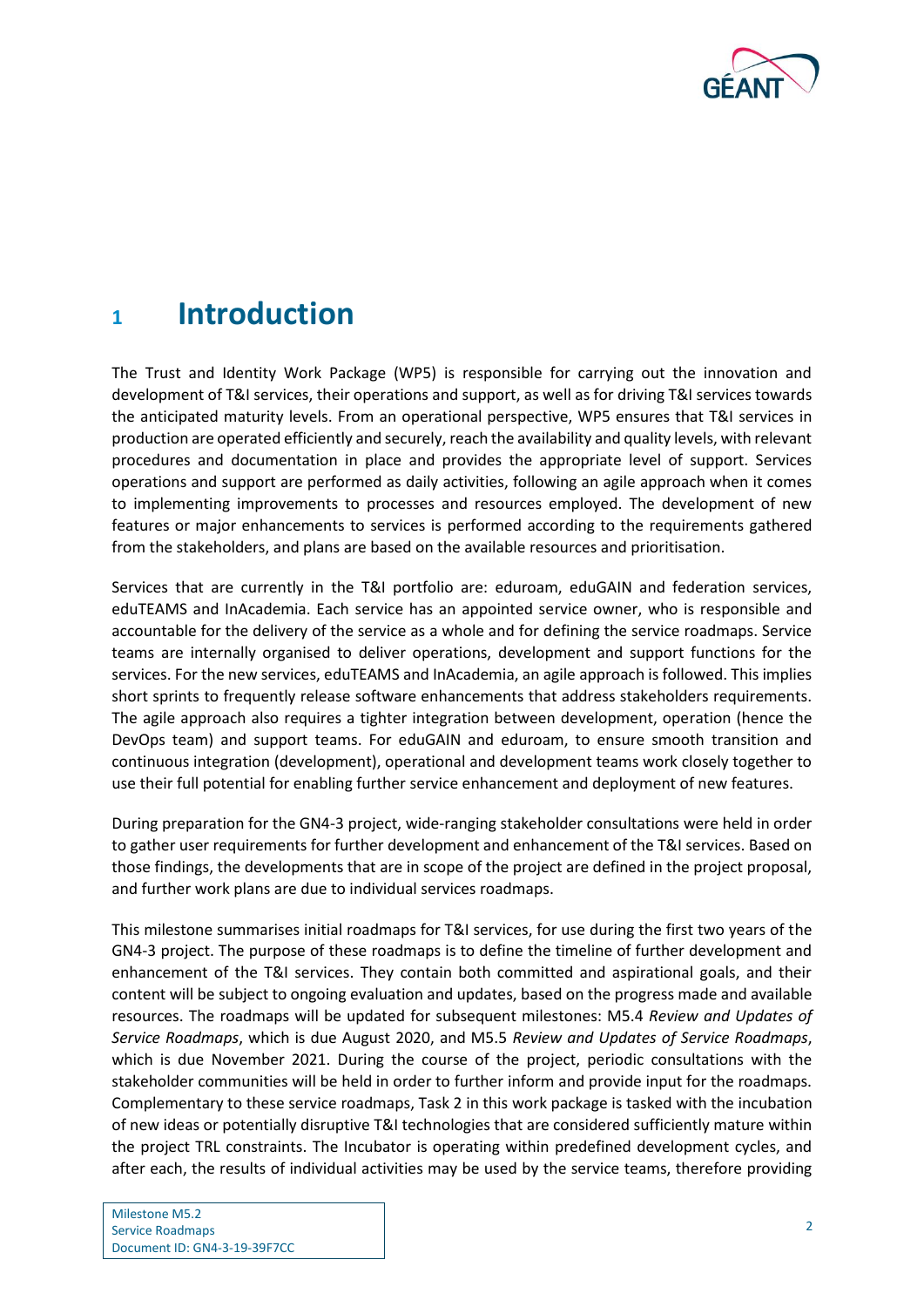# 1 Introduction

The Trust and Identity Work Package (WP5) is responsible for carrying out the innovation and development of T&I services, their operations and support, as well as for driving T&I services towards the anticipated maturity levels. From an operational perspective, WP5 ensures that T&I services in production are operated efficiently and securely, reach the availability and quality levels, with relevant procedures and documentation in place and provides the appropriate level of support. Services operations and support are performed as daily activities, following an agile approach when it comes to implementing improvements to processes and resources employed. The development of new features or major enhancements to services is performed according to the requirements gathered from the stakeholders, and plans are based on the available resources and prioritisation.

Services that are currently in the T&I portfolio are: eduroam, eduGAIN and federation services, eduTEAMS and InAcademia. Each service has an appointed service owner, who is responsible and accountable for the delivery of the service as a whole and for defining the service roadmaps. Service teams are internally organised to deliver operations, development and support functions for the services. For the new services, eduTEAMS and InAcademia, an agile approach is followed. This implies short sprints to frequently release software enhancements that address stakeholders requirements. The agile approach also requires a tighter integration between development, operation (hence the DevOps team) and support teams. For eduGAIN and eduroam, to ensure smooth transition and continuous integration (development), operational and development teams work closely together to use their full potential for enabling further service enhancement and deployment of new features.

During preparation for the GN4-3 project, wide-ranging stakeholder consultations were held in order to gather user requirements for further development and enhancement of the T&I services. Based on those findings, the developments that are in scope of the project are defined in the project proposal, and further work plans are due to individual services roadmaps.

This milestone summarises initial roadmaps for T&I services, for use during the first two years of the GN4-3 project. The purpose of these roadmaps is to define the timeline of further development and enhancement of the T&I services. They contain both committed and aspirational goals, and their content will be subject to ongoing evaluation and updates, based on the progress made and available resources. The roadmaps will be updated for subsequent milestones: M5.4 *Review and Updates of Service Roadmaps*, which is due August 2020, and M5.5 *Review and Updates of Service Roadmaps*, which is due November 2021. During the course of the project, periodic consultations with the stakeholder communities will be held in order to further inform and provide input for the roadmaps. Complementary to these service roadmaps, Task 2 in this work package is tasked with the incubation of new ideas or potentially disruptive T&I technologies that are considered sufficiently mature within the project TRL constraints. The Incubator is operating within predefined development cycles, and after each, the results of individual activities may be used by the service teams, therefore providing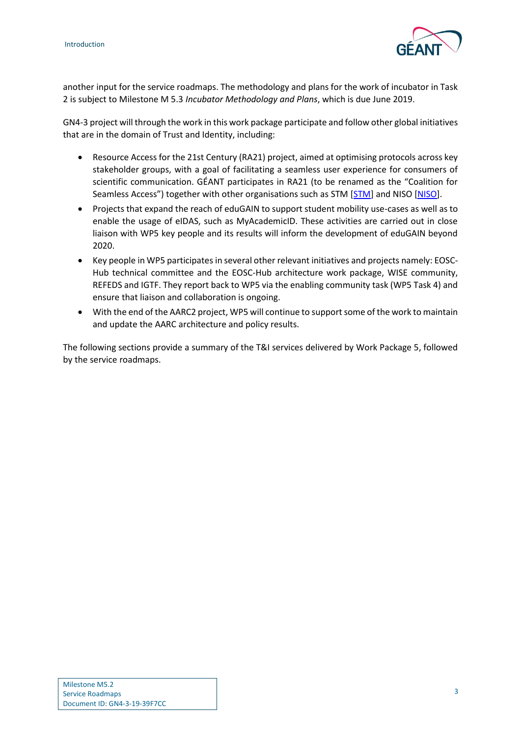another input for the service roadmaps. The methodology and plans for the work of incubator in Task 2 is subject to Milestone M 5.3 *Incubator Methodology and Plans*, which is due June 2019.

GN4-3 project will through the work in this work package participate and follow other global initiatives that are in the domain of Trust and Identity, including:

- Resource Access for the 21st Century (RA21) project, aimed at optimising protocols across key stakeholder groups, with a goal of facilitating a seamless user experience for consumers of scientific communication. GÉANT participates in RA21 (to be renamed as the "Coalition for Seamless Access") together with other organisations such as STM [STM] and NISO [NISO].
- Projects that expand the reach of eduGAIN to support student mobility use-cases as well as to enable the usage of eIDAS, such as MyAcademicID. These activities are carried out in close liaison with WP5 key people and its results will inform the development of eduGAIN beyond 2020.
- Key people in WP5 participates in several other relevant initiatives and projects namely: EOSC-Hub technical committee and the EOSC-Hub architecture work package, WISE community, REFEDS and IGTF. They report back to WP5 via the enabling community task (WP5 Task 4) and ensure that liaison and collaboration is ongoing.
- With the end of the AARC2 project, WP5 will continue to support some of the work to maintain and update the AARC architecture and policy results.

The following sections provide a summary of the T&I services delivered by Work Package 5, followed by the service roadmaps.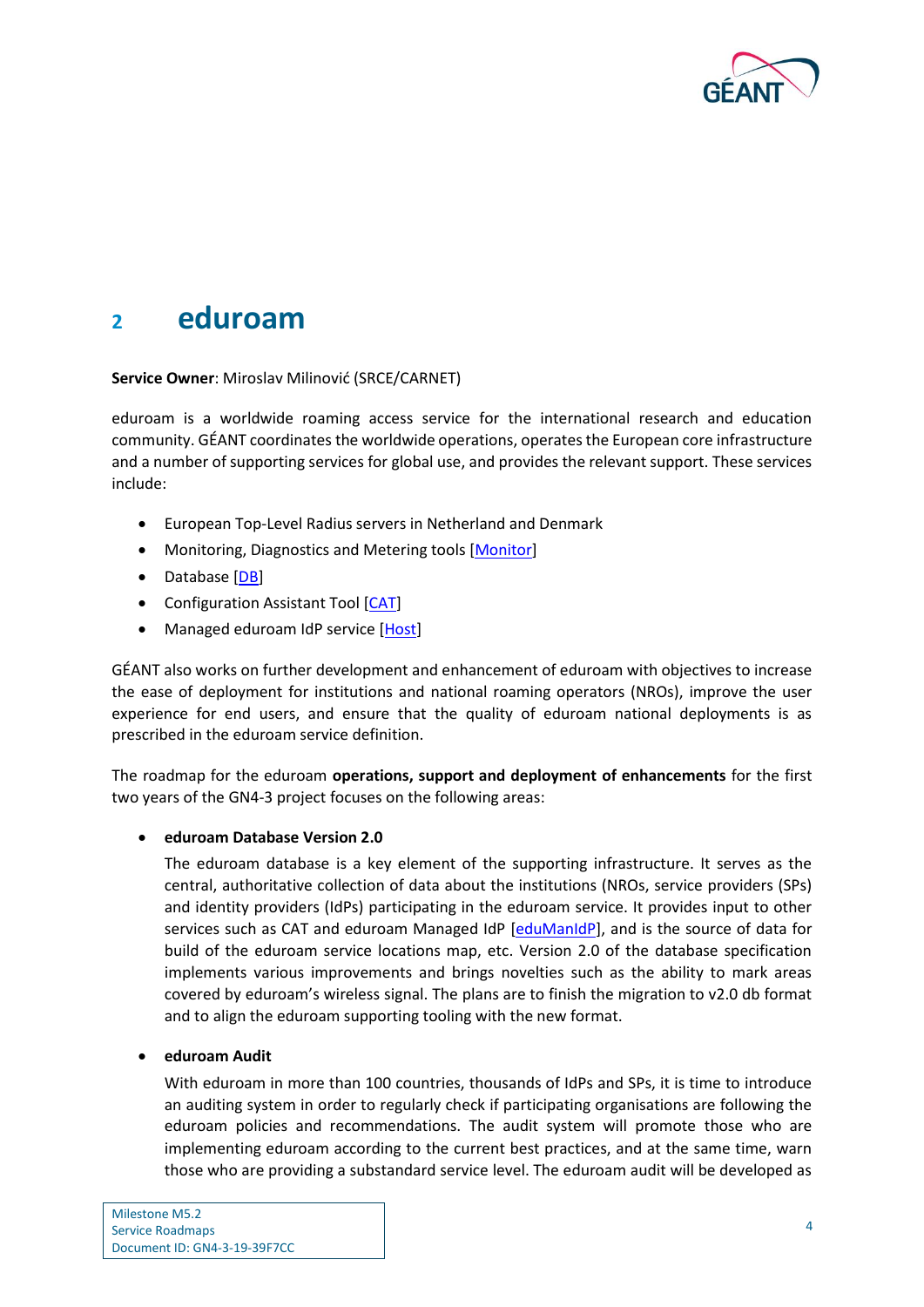# 2 eduroam

**Service Owner**: Miroslav Milinović (SRCE/CARNET)

eduroam is a worldwide roaming access service for the international research and education community. GÉANT coordinates the worldwide operations, operates the European core infrastructure and a number of supporting services for global use, and provides the relevant support. These services include:

- European Top-Level Radius servers in Netherland and Denmark
- Monitoring, Diagnostics and Metering tools [Monitor]
- Database [DB]
- Configuration Assistant Tool [CAT]
- Managed eduroam IdP service [Host]

GÉANT also works on further development and enhancement of eduroam with objectives to increase the ease of deployment for institutions and national roaming operators (NROs), improve the user experience for end users, and ensure that the quality of eduroam national deployments is as prescribed in the eduroam service definition.

The roadmap for the eduroam **operations, support and deployment of enhancements** for the first two years of the GN4-3 project focuses on the following areas:

- **eduroam Database Version 2.0**

  The eduroam database is a key element of the supporting infrastructure. It serves as the central, authoritative collection of data about the institutions (NROs, service providers (SPs) and identity providers (IdPs) participating in the eduroam service. It provides input to other services such as CAT and eduroam Managed IdP [eduManIdP], and is the source of data for build of the eduroam service locations map, etc. Version 2.0 of the database specification implements various improvements and brings novelties such as the ability to mark areas covered by eduroam's wireless signal. The plans are to finish the migration to v2.0 db format and to align the eduroam supporting tooling with the new format.

- **eduroam Audit**

  With eduroam in more than 100 countries, thousands of IdPs and SPs, it is time to introduce an auditing system in order to regularly check if participating organisations are following the eduroam policies and recommendations. The audit system will promote those who are implementing eduroam according to the current best practices, and at the same time, warn those who are providing a substandard service level. The eduroam audit will be developed as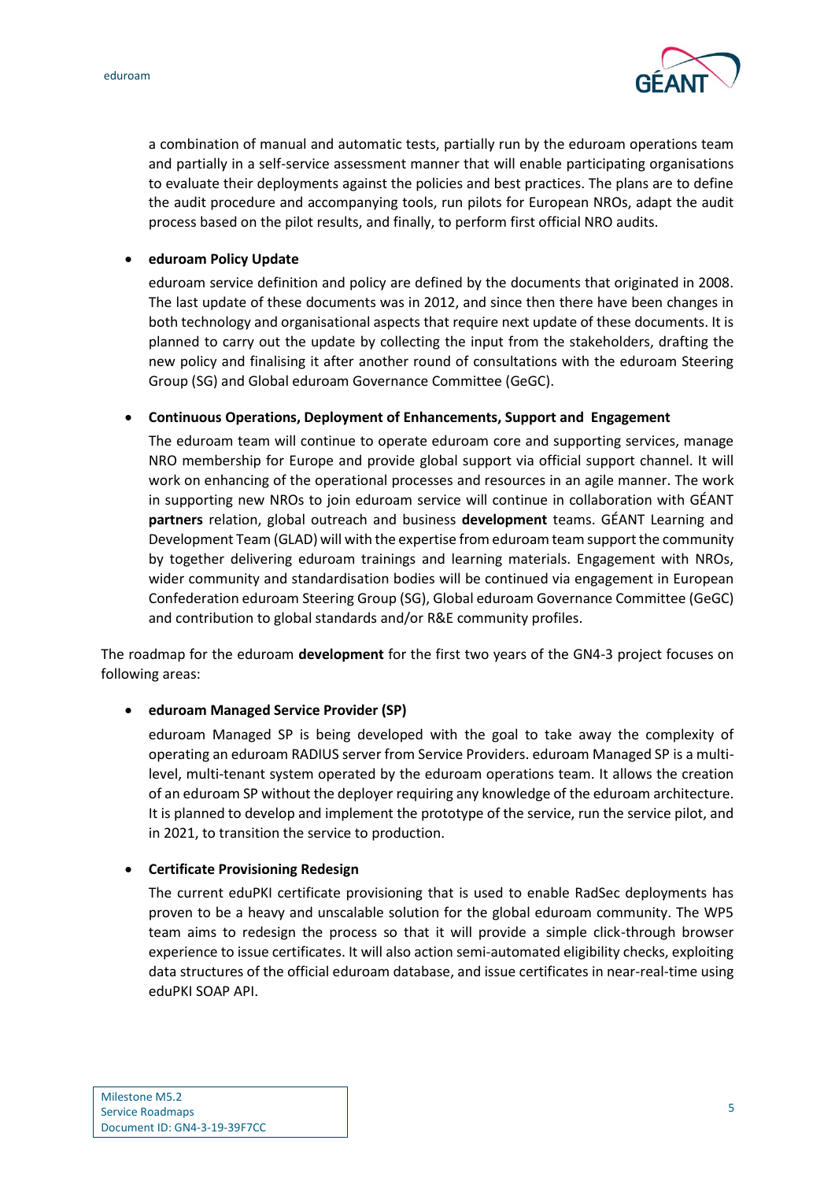a combination of manual and automatic tests, partially run by the eduroam operations team and partially in a self-service assessment manner that will enable participating organisations to evaluate their deployments against the policies and best practices. The plans are to define the audit procedure and accompanying tools, run pilots for European NROs, adapt the audit process based on the pilot results, and finally, to perform first official NRO audits.

- **eduroam Policy Update**

  eduroam service definition and policy are defined by the documents that originated in 2008. The last update of these documents was in 2012, and since then there have been changes in both technology and organisational aspects that require next update of these documents. It is planned to carry out the update by collecting the input from the stakeholders, drafting the new policy and finalising it after another round of consultations with the eduroam Steering Group (SG) and Global eduroam Governance Committee (GeGC).

- **Continuous Operations, Deployment of Enhancements, Support and Engagement**

  The eduroam team will continue to operate eduroam core and supporting services, manage NRO membership for Europe and provide global support via official support channel. It will work on enhancing of the operational processes and resources in an agile manner. The work in supporting new NROs to join eduroam service will continue in collaboration with GÉANT **partners** relation, global outreach and business **development** teams. GÉANT Learning and Development Team (GLAD) will with the expertise from eduroam team support the community by together delivering eduroam trainings and learning materials. Engagement with NROs, wider community and standardisation bodies will be continued via engagement in European Confederation eduroam Steering Group (SG), Global eduroam Governance Committee (GeGC) and contribution to global standards and/or R&E community profiles.

The roadmap for the eduroam **development** for the first two years of the GN4-3 project focuses on following areas:

- **eduroam Managed Service Provider (SP)**

  eduroam Managed SP is being developed with the goal to take away the complexity of operating an eduroam RADIUS server from Service Providers. eduroam Managed SP is a multi-level, multi-tenant system operated by the eduroam operations team. It allows the creation of an eduroam SP without the deployer requiring any knowledge of the eduroam architecture. It is planned to develop and implement the prototype of the service, run the service pilot, and in 2021, to transition the service to production.

- **Certificate Provisioning Redesign**

  The current eduPKI certificate provisioning that is used to enable RadSec deployments has proven to be a heavy and unscalable solution for the global eduroam community. The WP5 team aims to redesign the process so that it will provide a simple click-through browser experience to issue certificates. It will also action semi-automated eligibility checks, exploiting data structures of the official eduroam database, and issue certificates in near-real-time using eduPKI SOAP API.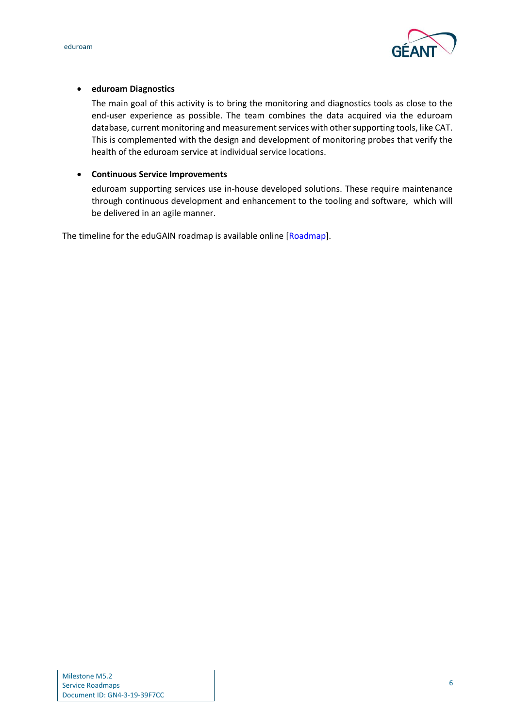- **eduroam Diagnostics**

  The main goal of this activity is to bring the monitoring and diagnostics tools as close to the end-user experience as possible. The team combines the data acquired via the eduroam database, current monitoring and measurement services with other supporting tools, like CAT. This is complemented with the design and development of monitoring probes that verify the health of the eduroam service at individual service locations.

- **Continuous Service Improvements**

  eduroam supporting services use in-house developed solutions. These require maintenance through continuous development and enhancement to the tooling and software, which will be delivered in an agile manner.

The timeline for the eduGAIN roadmap is available online [Roadmap].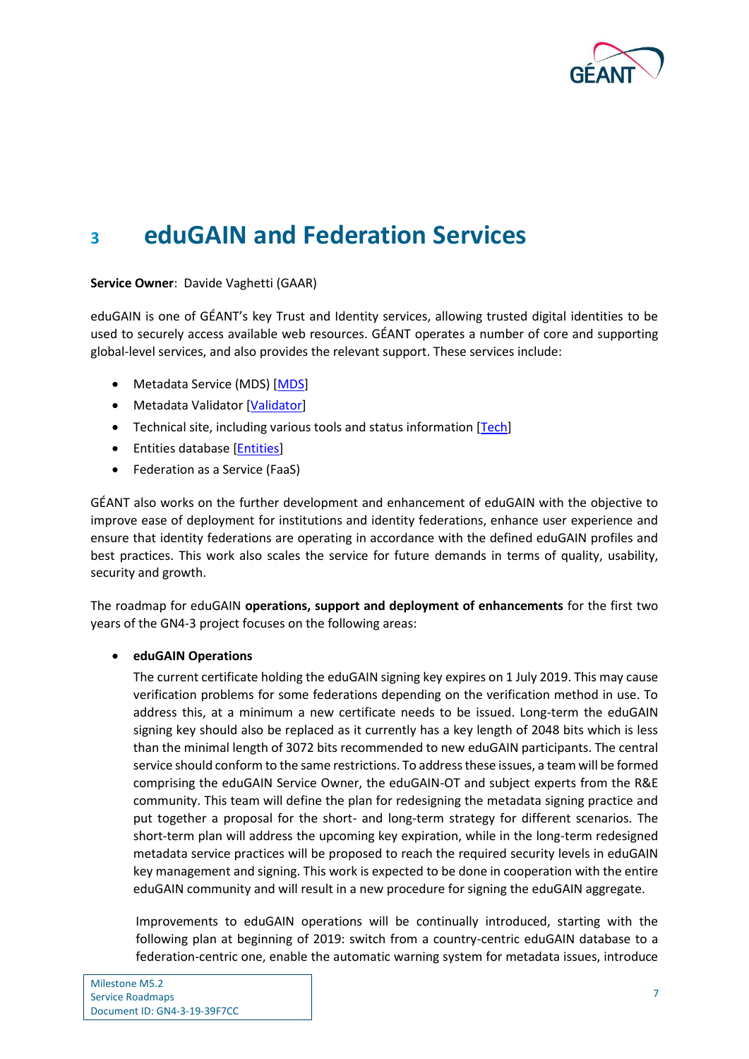# 3 eduGAIN and Federation Services

**Service Owner**: Davide Vaghetti (GAAR)

eduGAIN is one of GÉANT's key Trust and Identity services, allowing trusted digital identities to be used to securely access available web resources. GÉANT operates a number of core and supporting global-level services, and also provides the relevant support. These services include:

- Metadata Service (MDS) [MDS]
- Metadata Validator [Validator]
- Technical site, including various tools and status information [Tech]
- Entities database [Entities]
- Federation as a Service (FaaS)

GÉANT also works on the further development and enhancement of eduGAIN with the objective to improve ease of deployment for institutions and identity federations, enhance user experience and ensure that identity federations are operating in accordance with the defined eduGAIN profiles and best practices. This work also scales the service for future demands in terms of quality, usability, security and growth.

The roadmap for eduGAIN **operations, support and deployment of enhancements** for the first two years of the GN4-3 project focuses on the following areas:

- **eduGAIN Operations**

  The current certificate holding the eduGAIN signing key expires on 1 July 2019. This may cause verification problems for some federations depending on the verification method in use. To address this, at a minimum a new certificate needs to be issued. Long-term the eduGAIN signing key should also be replaced as it currently has a key length of 2048 bits which is less than the minimal length of 3072 bits recommended to new eduGAIN participants. The central service should conform to the same restrictions. To address these issues, a team will be formed comprising the eduGAIN Service Owner, the eduGAIN-OT and subject experts from the R&E community. This team will define the plan for redesigning the metadata signing practice and put together a proposal for the short- and long-term strategy for different scenarios. The short-term plan will address the upcoming key expiration, while in the long-term redesigned metadata service practices will be proposed to reach the required security levels in eduGAIN key management and signing. This work is expected to be done in cooperation with the entire eduGAIN community and will result in a new procedure for signing the eduGAIN aggregate.

  Improvements to eduGAIN operations will be continually introduced, starting with the following plan at beginning of 2019: switch from a country-centric eduGAIN database to a federation-centric one, enable the automatic warning system for metadata issues, introduce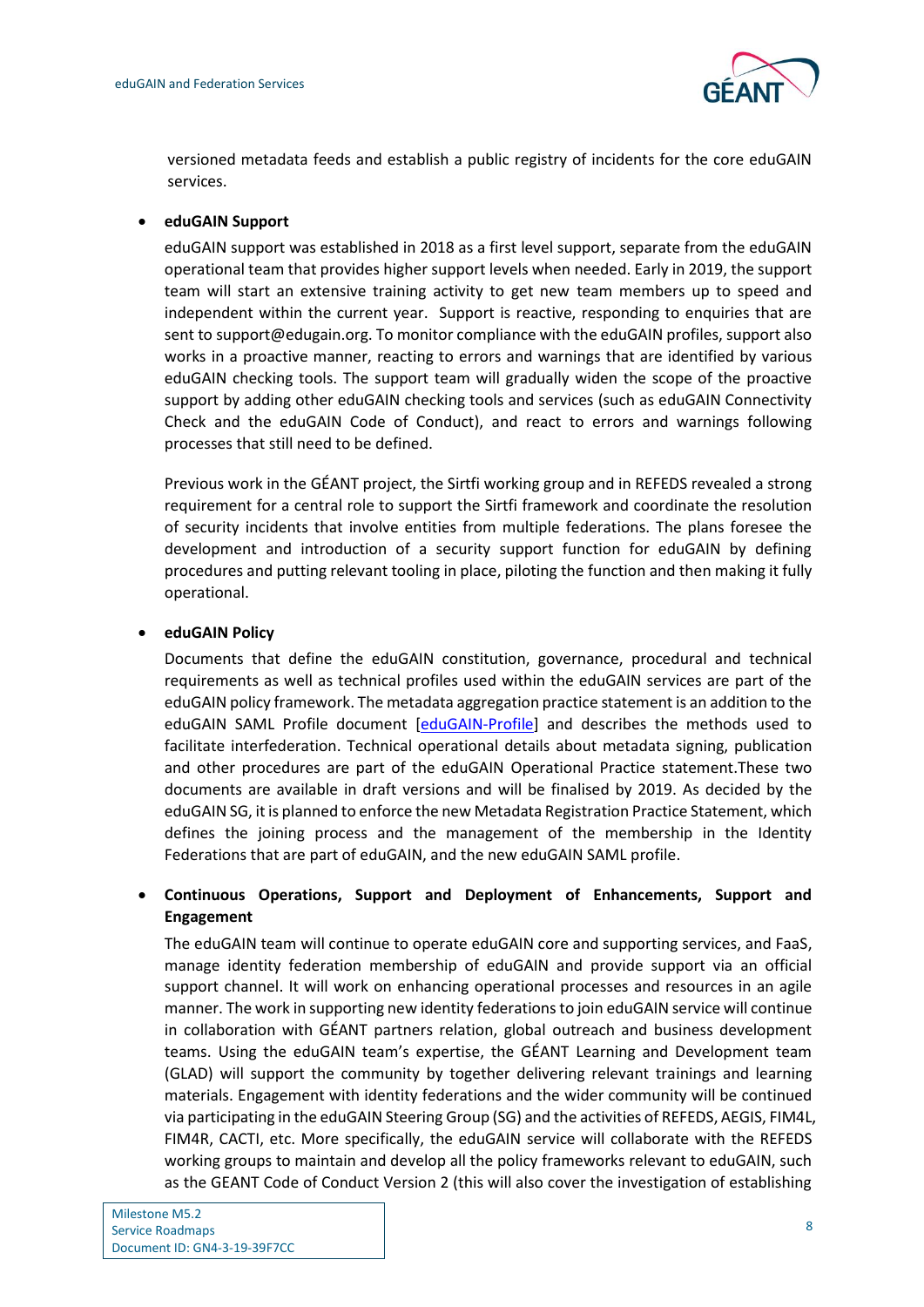versioned metadata feeds and establish a public registry of incidents for the core eduGAIN services.

- **eduGAIN Support**

  eduGAIN support was established in 2018 as a first level support, separate from the eduGAIN operational team that provides higher support levels when needed. Early in 2019, the support team will start an extensive training activity to get new team members up to speed and independent within the current year. Support is reactive, responding to enquiries that are sent to support@edugain.org. To monitor compliance with the eduGAIN profiles, support also works in a proactive manner, reacting to errors and warnings that are identified by various eduGAIN checking tools. The support team will gradually widen the scope of the proactive support by adding other eduGAIN checking tools and services (such as eduGAIN Connectivity Check and the eduGAIN Code of Conduct), and react to errors and warnings following processes that still need to be defined.

  Previous work in the GÉANT project, the Sirtfi working group and in REFEDS revealed a strong requirement for a central role to support the Sirtfi framework and coordinate the resolution of security incidents that involve entities from multiple federations. The plans foresee the development and introduction of a security support function for eduGAIN by defining procedures and putting relevant tooling in place, piloting the function and then making it fully operational.

- **eduGAIN Policy**

  Documents that define the eduGAIN constitution, governance, procedural and technical requirements as well as technical profiles used within the eduGAIN services are part of the eduGAIN policy framework. The metadata aggregation practice statement is an addition to the eduGAIN SAML Profile document [eduGAIN-Profile] and describes the methods used to facilitate interfederation. Technical operational details about metadata signing, publication and other procedures are part of the eduGAIN Operational Practice statement.These two documents are available in draft versions and will be finalised by 2019. As decided by the eduGAIN SG, it is planned to enforce the new Metadata Registration Practice Statement, which defines the joining process and the management of the membership in the Identity Federations that are part of eduGAIN, and the new eduGAIN SAML profile.

- **Continuous Operations, Support and Deployment of Enhancements, Support and Engagement**

  The eduGAIN team will continue to operate eduGAIN core and supporting services, and FaaS, manage identity federation membership of eduGAIN and provide support via an official support channel. It will work on enhancing operational processes and resources in an agile manner. The work in supporting new identity federations to join eduGAIN service will continue in collaboration with GÉANT partners relation, global outreach and business development teams. Using the eduGAIN team's expertise, the GÉANT Learning and Development team (GLAD) will support the community by together delivering relevant trainings and learning materials. Engagement with identity federations and the wider community will be continued via participating in the eduGAIN Steering Group (SG) and the activities of REFEDS, AEGIS, FIM4L, FIM4R, CACTI, etc. More specifically, the eduGAIN service will collaborate with the REFEDS working groups to maintain and develop all the policy frameworks relevant to eduGAIN, such as the GEANT Code of Conduct Version 2 (this will also cover the investigation of establishing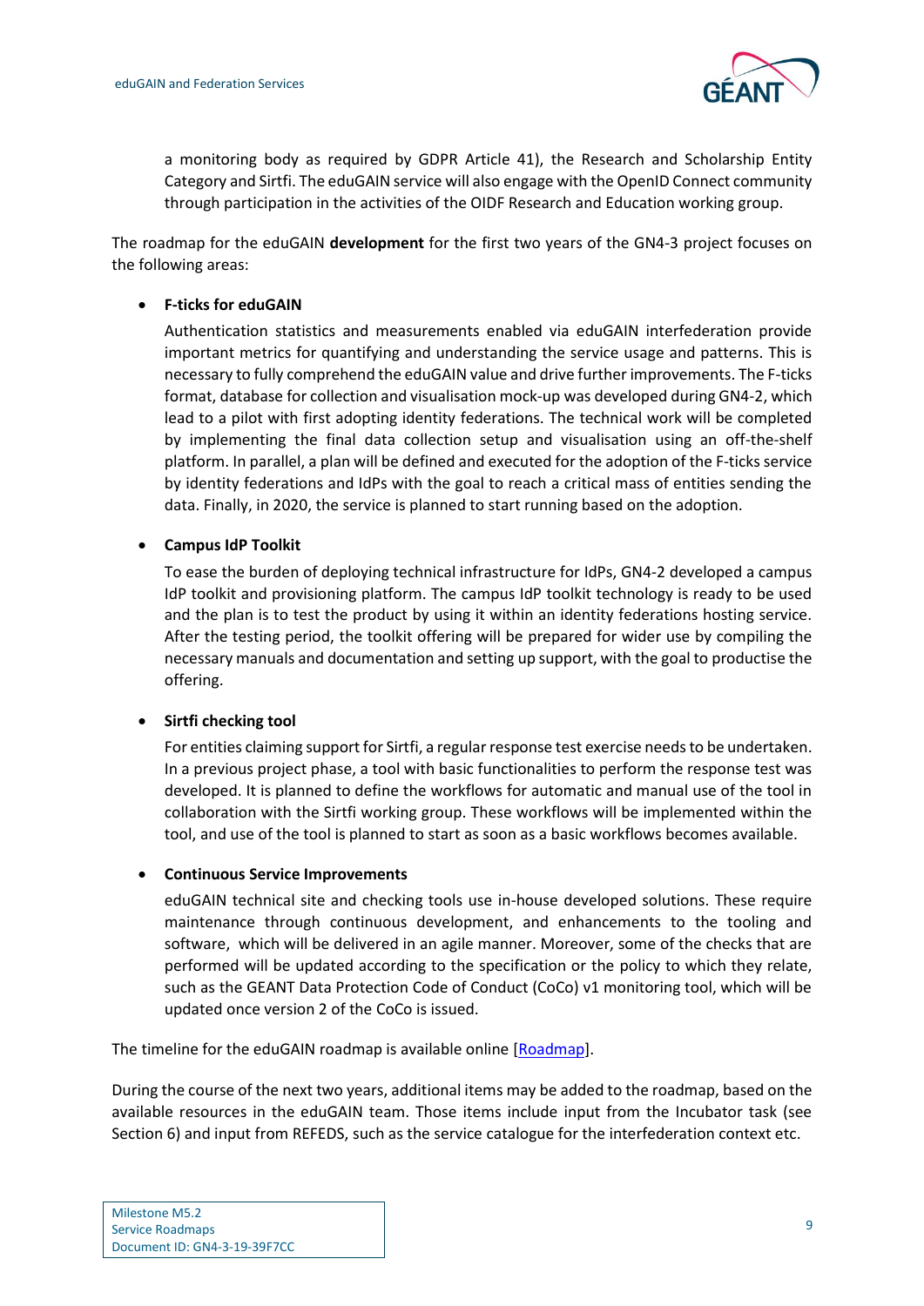a monitoring body as required by GDPR Article 41), the Research and Scholarship Entity Category and Sirtfi. The eduGAIN service will also engage with the OpenID Connect community through participation in the activities of the OIDF Research and Education working group.

The roadmap for the eduGAIN **development** for the first two years of the GN4-3 project focuses on the following areas:

- **F-ticks for eduGAIN**

  Authentication statistics and measurements enabled via eduGAIN interfederation provide important metrics for quantifying and understanding the service usage and patterns. This is necessary to fully comprehend the eduGAIN value and drive further improvements. The F-ticks format, database for collection and visualisation mock-up was developed during GN4-2, which lead to a pilot with first adopting identity federations. The technical work will be completed by implementing the final data collection setup and visualisation using an off-the-shelf platform. In parallel, a plan will be defined and executed for the adoption of the F-ticks service by identity federations and IdPs with the goal to reach a critical mass of entities sending the data. Finally, in 2020, the service is planned to start running based on the adoption.

- **Campus IdP Toolkit**

  To ease the burden of deploying technical infrastructure for IdPs, GN4-2 developed a campus IdP toolkit and provisioning platform. The campus IdP toolkit technology is ready to be used and the plan is to test the product by using it within an identity federations hosting service. After the testing period, the toolkit offering will be prepared for wider use by compiling the necessary manuals and documentation and setting up support, with the goal to productise the offering.

- **Sirtfi checking tool**

  For entities claiming support for Sirtfi, a regular response test exercise needs to be undertaken. In a previous project phase, a tool with basic functionalities to perform the response test was developed. It is planned to define the workflows for automatic and manual use of the tool in collaboration with the Sirtfi working group. These workflows will be implemented within the tool, and use of the tool is planned to start as soon as a basic workflows becomes available.

- **Continuous Service Improvements**

  eduGAIN technical site and checking tools use in-house developed solutions. These require maintenance through continuous development, and enhancements to the tooling and software, which will be delivered in an agile manner. Moreover, some of the checks that are performed will be updated according to the specification or the policy to which they relate, such as the GEANT Data Protection Code of Conduct (CoCo) v1 monitoring tool, which will be updated once version 2 of the CoCo is issued.

The timeline for the eduGAIN roadmap is available online [Roadmap].

During the course of the next two years, additional items may be added to the roadmap, based on the available resources in the eduGAIN team. Those items include input from the Incubator task (see Section 6) and input from REFEDS, such as the service catalogue for the interfederation context etc.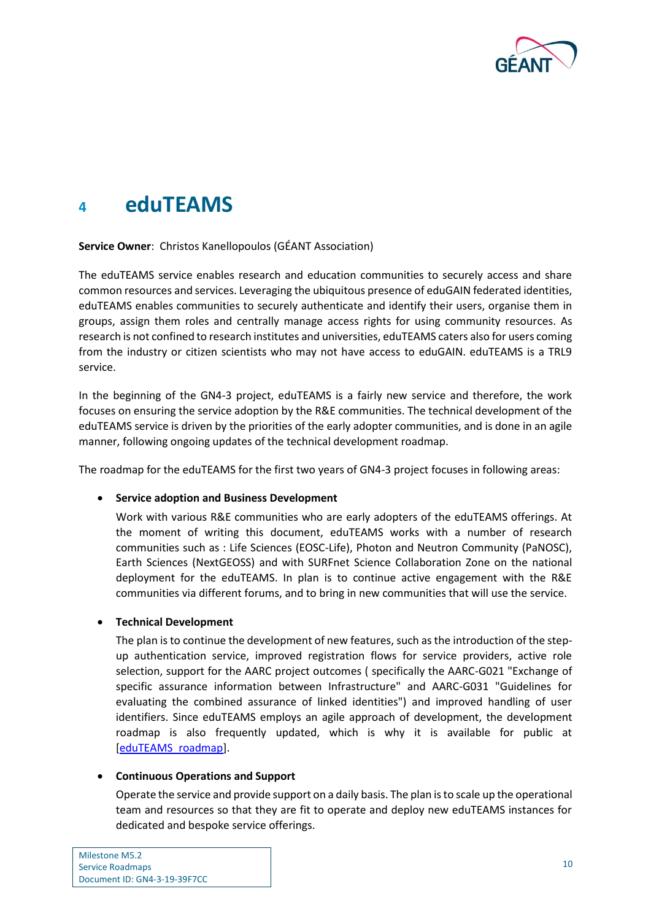# 4 eduTEAMS

**Service Owner**: Christos Kanellopoulos (GÉANT Association)

The eduTEAMS service enables research and education communities to securely access and share common resources and services. Leveraging the ubiquitous presence of eduGAIN federated identities, eduTEAMS enables communities to securely authenticate and identify their users, organise them in groups, assign them roles and centrally manage access rights for using community resources. As research is not confined to research institutes and universities, eduTEAMS caters also for users coming from the industry or citizen scientists who may not have access to eduGAIN. eduTEAMS is a TRL9 service.

In the beginning of the GN4-3 project, eduTEAMS is a fairly new service and therefore, the work focuses on ensuring the service adoption by the R&E communities. The technical development of the eduTEAMS service is driven by the priorities of the early adopter communities, and is done in an agile manner, following ongoing updates of the technical development roadmap.

The roadmap for the eduTEAMS for the first two years of GN4-3 project focuses in following areas:

- **Service adoption and Business Development**

  Work with various R&E communities who are early adopters of the eduTEAMS offerings. At the moment of writing this document, eduTEAMS works with a number of research communities such as : Life Sciences (EOSC-Life), Photon and Neutron Community (PaNOSC), Earth Sciences (NextGEOSS) and with SURFnet Science Collaboration Zone on the national deployment for the eduTEAMS. In plan is to continue active engagement with the R&E communities via different forums, and to bring in new communities that will use the service.

- **Technical Development**

  The plan is to continue the development of new features, such as the introduction of the step-up authentication service, improved registration flows for service providers, active role selection, support for the AARC project outcomes ( specifically the AARC-G021 "Exchange of specific assurance information between Infrastructure" and AARC-G031 "Guidelines for evaluating the combined assurance of linked identities") and improved handling of user identifiers. Since eduTEAMS employs an agile approach of development, the development roadmap is also frequently updated, which is why it is available for public at [eduTEAMS roadmap].

- **Continuous Operations and Support**

  Operate the service and provide support on a daily basis. The plan is to scale up the operational team and resources so that they are fit to operate and deploy new eduTEAMS instances for dedicated and bespoke service offerings.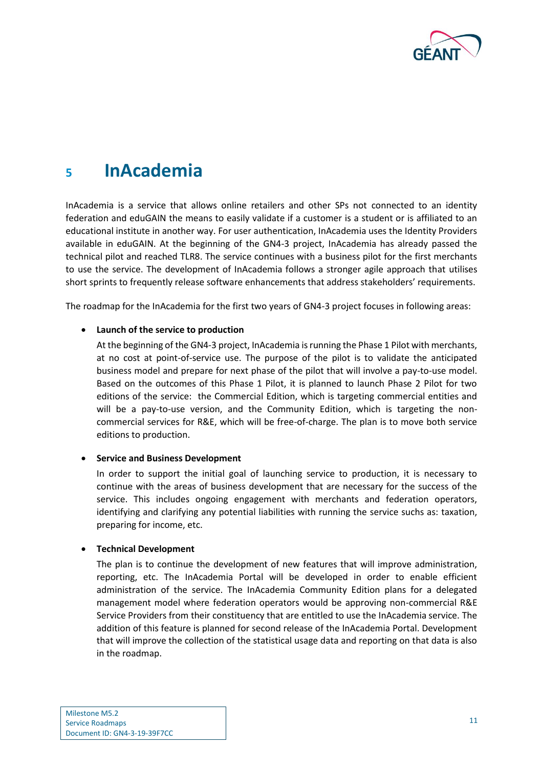# 5 InAcademia

InAcademia is a service that allows online retailers and other SPs not connected to an identity federation and eduGAIN the means to easily validate if a customer is a student or is affiliated to an educational institute in another way. For user authentication, InAcademia uses the Identity Providers available in eduGAIN. At the beginning of the GN4-3 project, InAcademia has already passed the technical pilot and reached TLR8. The service continues with a business pilot for the first merchants to use the service. The development of InAcademia follows a stronger agile approach that utilises short sprints to frequently release software enhancements that address stakeholders' requirements.

The roadmap for the InAcademia for the first two years of GN4-3 project focuses in following areas:

- **Launch of the service to production**

  At the beginning of the GN4-3 project, InAcademia is running the Phase 1 Pilot with merchants, at no cost at point-of-service use. The purpose of the pilot is to validate the anticipated business model and prepare for next phase of the pilot that will involve a pay-to-use model. Based on the outcomes of this Phase 1 Pilot, it is planned to launch Phase 2 Pilot for two editions of the service: the Commercial Edition, which is targeting commercial entities and will be a pay-to-use version, and the Community Edition, which is targeting the non-commercial services for R&E, which will be free-of-charge. The plan is to move both service editions to production.

- **Service and Business Development**

  In order to support the initial goal of launching service to production, it is necessary to continue with the areas of business development that are necessary for the success of the service. This includes ongoing engagement with merchants and federation operators, identifying and clarifying any potential liabilities with running the service suchs as: taxation, preparing for income, etc.

- **Technical Development**

  The plan is to continue the development of new features that will improve administration, reporting, etc. The InAcademia Portal will be developed in order to enable efficient administration of the service. The InAcademia Community Edition plans for a delegated management model where federation operators would be approving non-commercial R&E Service Providers from their constituency that are entitled to use the InAcademia service. The addition of this feature is planned for second release of the InAcademia Portal. Development that will improve the collection of the statistical usage data and reporting on that data is also in the roadmap.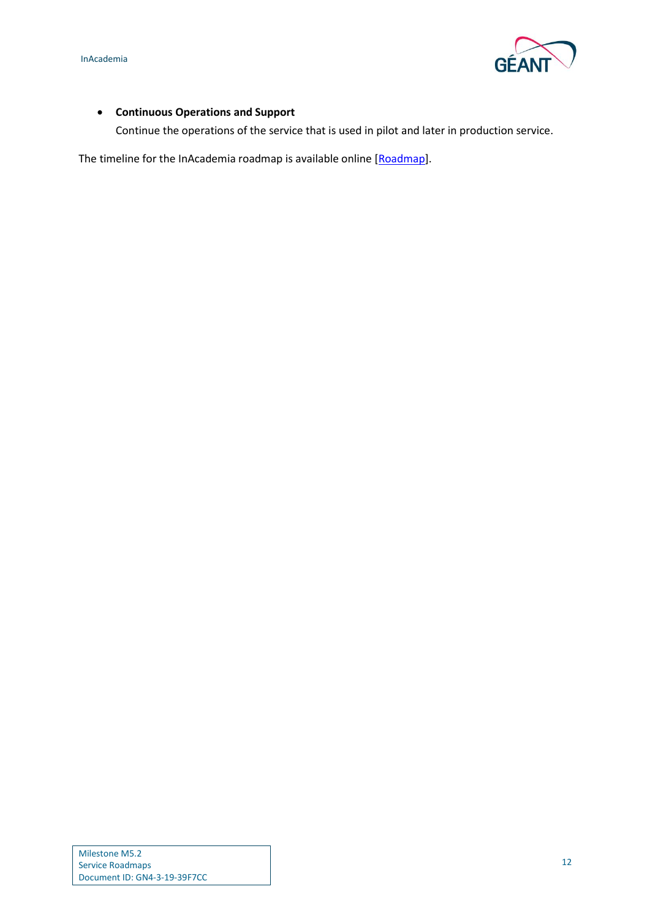- **Continuous Operations and Support**
  Continue the operations of the service that is used in pilot and later in production service.

The timeline for the InAcademia roadmap is available online [Roadmap].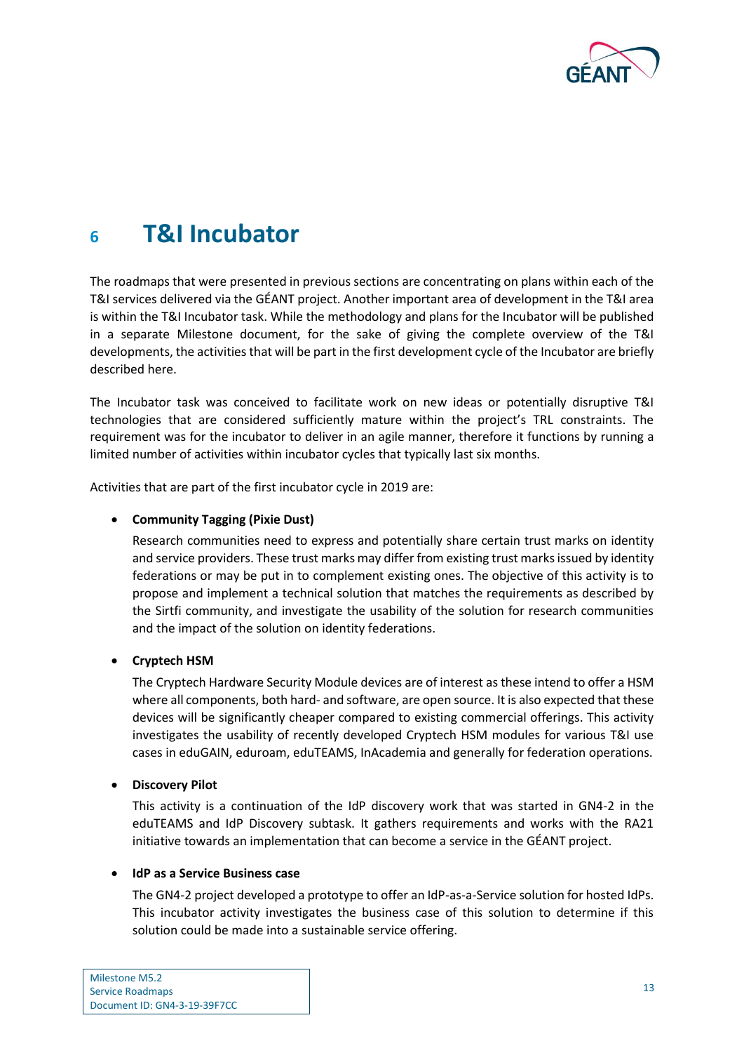# 6 T&I Incubator

The roadmaps that were presented in previous sections are concentrating on plans within each of the T&I services delivered via the GÉANT project. Another important area of development in the T&I area is within the T&I Incubator task. While the methodology and plans for the Incubator will be published in a separate Milestone document, for the sake of giving the complete overview of the T&I developments, the activities that will be part in the first development cycle of the Incubator are briefly described here.

The Incubator task was conceived to facilitate work on new ideas or potentially disruptive T&I technologies that are considered sufficiently mature within the project's TRL constraints. The requirement was for the incubator to deliver in an agile manner, therefore it functions by running a limited number of activities within incubator cycles that typically last six months.

Activities that are part of the first incubator cycle in 2019 are:

- **Community Tagging (Pixie Dust)**

  Research communities need to express and potentially share certain trust marks on identity and service providers. These trust marks may differ from existing trust marks issued by identity federations or may be put in to complement existing ones. The objective of this activity is to propose and implement a technical solution that matches the requirements as described by the Sirtfi community, and investigate the usability of the solution for research communities and the impact of the solution on identity federations.

- **Cryptech HSM**

  The Cryptech Hardware Security Module devices are of interest as these intend to offer a HSM where all components, both hard- and software, are open source. It is also expected that these devices will be significantly cheaper compared to existing commercial offerings. This activity investigates the usability of recently developed Cryptech HSM modules for various T&I use cases in eduGAIN, eduroam, eduTEAMS, InAcademia and generally for federation operations.

- **Discovery Pilot**

  This activity is a continuation of the IdP discovery work that was started in GN4-2 in the eduTEAMS and IdP Discovery subtask. It gathers requirements and works with the RA21 initiative towards an implementation that can become a service in the GÉANT project.

- **IdP as a Service Business case**

  The GN4-2 project developed a prototype to offer an IdP-as-a-Service solution for hosted IdPs. This incubator activity investigates the business case of this solution to determine if this solution could be made into a sustainable service offering.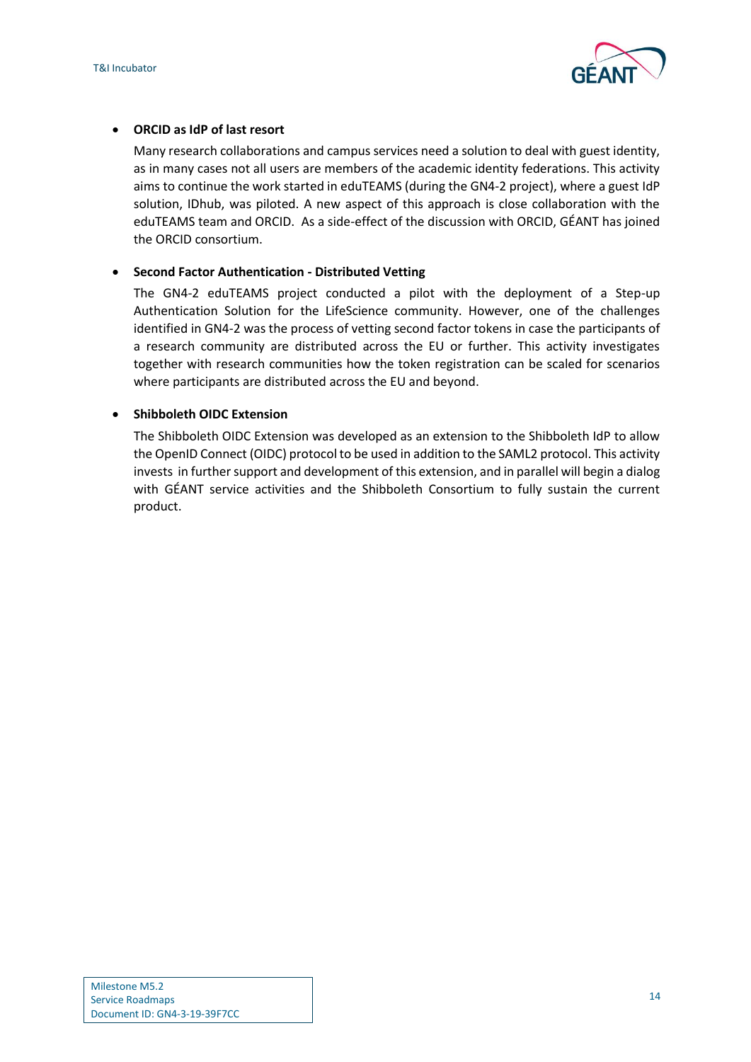- **ORCID as IdP of last resort**

  Many research collaborations and campus services need a solution to deal with guest identity, as in many cases not all users are members of the academic identity federations. This activity aims to continue the work started in eduTEAMS (during the GN4-2 project), where a guest IdP solution, IDhub, was piloted. A new aspect of this approach is close collaboration with the eduTEAMS team and ORCID. As a side-effect of the discussion with ORCID, GÉANT has joined the ORCID consortium.

- **Second Factor Authentication - Distributed Vetting**

  The GN4-2 eduTEAMS project conducted a pilot with the deployment of a Step-up Authentication Solution for the LifeScience community. However, one of the challenges identified in GN4-2 was the process of vetting second factor tokens in case the participants of a research community are distributed across the EU or further. This activity investigates together with research communities how the token registration can be scaled for scenarios where participants are distributed across the EU and beyond.

- **Shibboleth OIDC Extension**

  The Shibboleth OIDC Extension was developed as an extension to the Shibboleth IdP to allow the OpenID Connect (OIDC) protocol to be used in addition to the SAML2 protocol. This activity invests in further support and development of this extension, and in parallel will begin a dialog with GÉANT service activities and the Shibboleth Consortium to fully sustain the current product.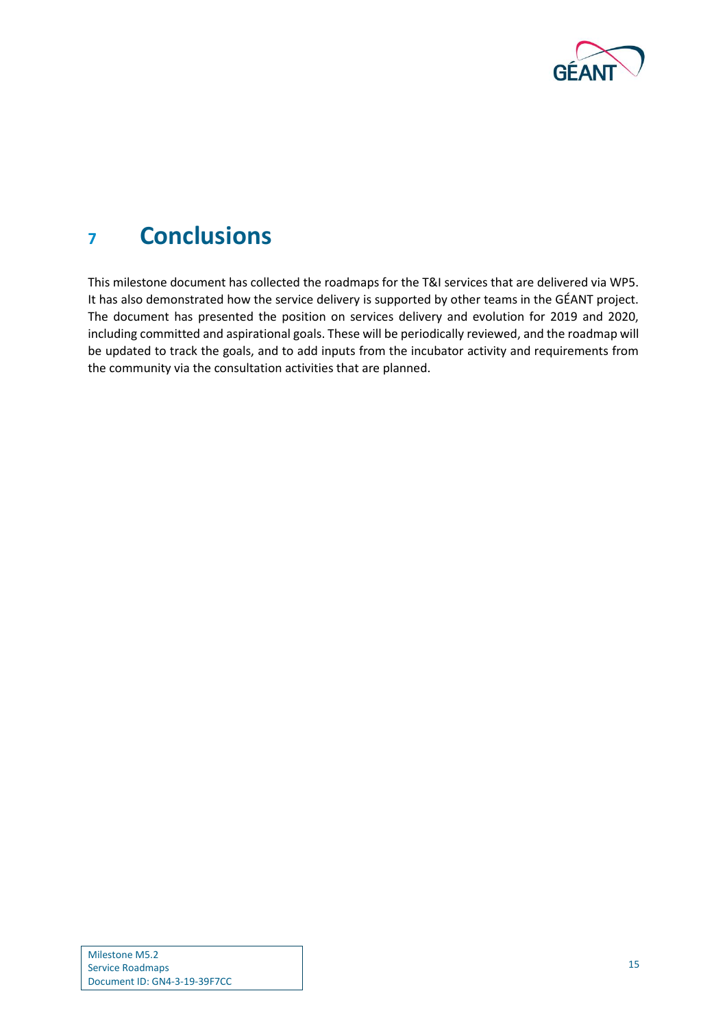# 7 Conclusions

This milestone document has collected the roadmaps for the T&I services that are delivered via WP5. It has also demonstrated how the service delivery is supported by other teams in the GÉANT project. The document has presented the position on services delivery and evolution for 2019 and 2020, including committed and aspirational goals. These will be periodically reviewed, and the roadmap will be updated to track the goals, and to add inputs from the incubator activity and requirements from the community via the consultation activities that are planned.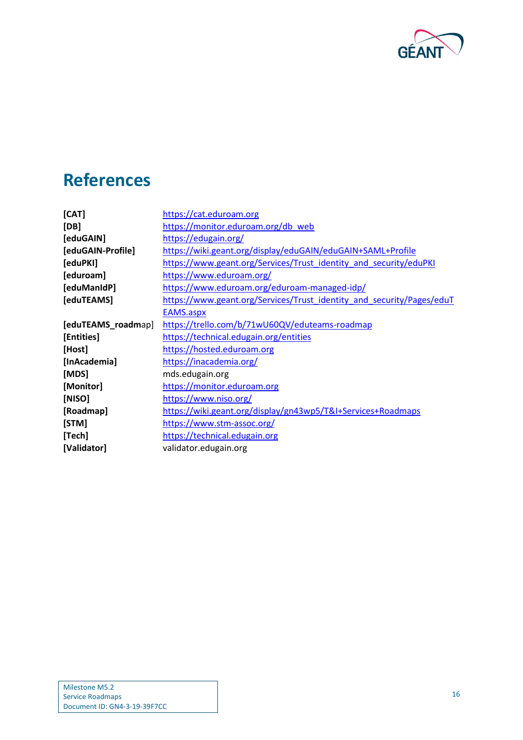# References

| | |
|---|---|
| **[CAT]** | https://cat.eduroam.org |
| **[DB]** | https://monitor.eduroam.org/db_web |
| **[eduGAIN]** | https://edugain.org/ |
| **[eduGAIN-Profile]** | https://wiki.geant.org/display/eduGAIN/eduGAIN+SAML+Profile |
| **[eduPKI]** | https://www.geant.org/Services/Trust_identity_and_security/eduPKI |
| **[eduroam]** | https://www.eduroam.org/ |
| **[eduManIdP]** | https://www.eduroam.org/eduroam-managed-idp/ |
| **[eduTEAMS]** | https://www.geant.org/Services/Trust_identity_and_security/Pages/eduTEAMS.aspx |
| **[eduTEAMS_roadm**ap] | https://trello.com/b/71wU60QV/eduteams-roadmap |
| **[Entities]** | https://technical.edugain.org/entities |
| **[Host]** | https://hosted.eduroam.org |
| **[InAcademia]** | https://inacademia.org/ |
| **[MDS]** | mds.edugain.org |
| **[Monitor]** | https://monitor.eduroam.org |
| **[NISO]** | https://www.niso.org/ |
| **[Roadmap]** | https://wiki.geant.org/display/gn43wp5/T&I+Services+Roadmaps |
| **[STM]** | https://www.stm-assoc.org/ |
| **[Tech]** | https://technical.edugain.org |
| **[Validator]** | validator.edugain.org |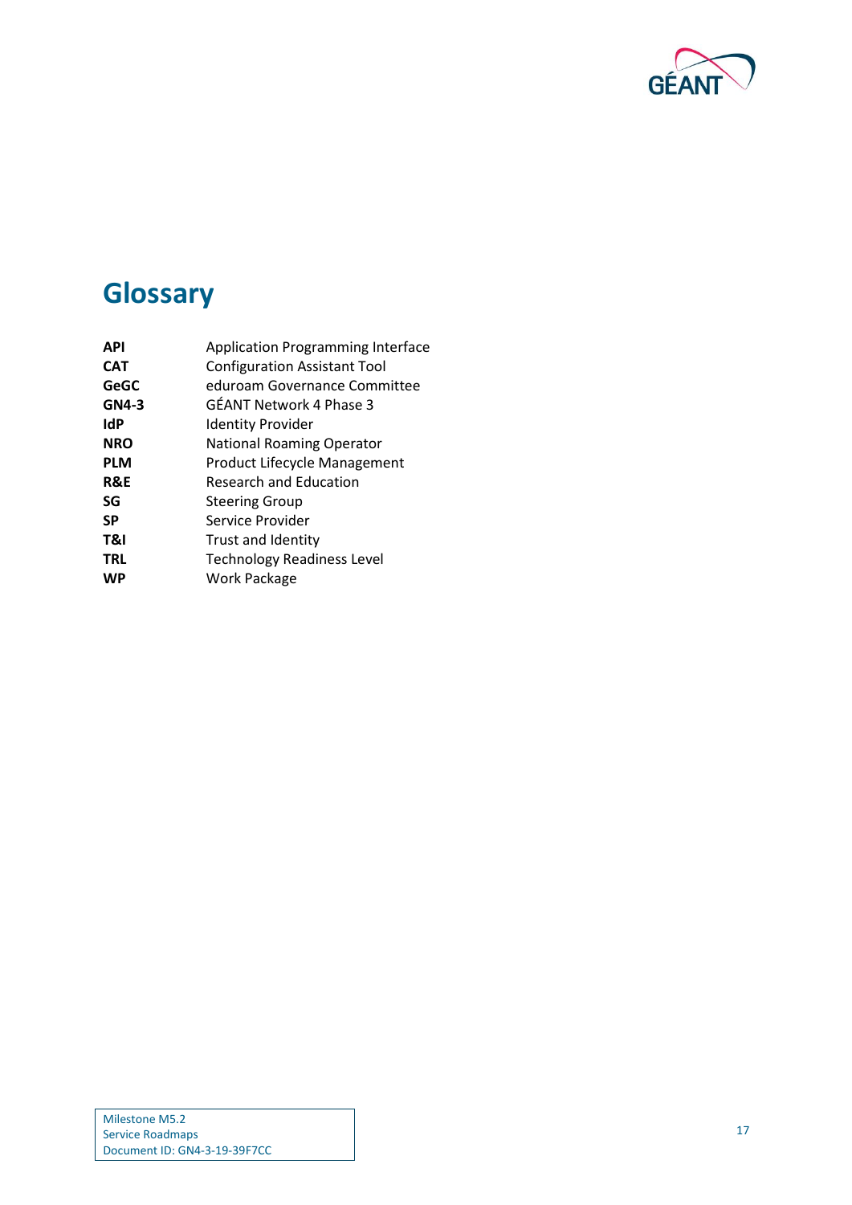# Glossary

| | |
|---|---|
| **API** | Application Programming Interface |
| **CAT** | Configuration Assistant Tool |
| **GeGC** | eduroam Governance Committee |
| **GN4-3** | GÉANT Network 4 Phase 3 |
| **IdP** | Identity Provider |
| **NRO** | National Roaming Operator |
| **PLM** | Product Lifecycle Management |
| **R&E** | Research and Education |
| **SG** | Steering Group |
| **SP** | Service Provider |
| **T&I** | Trust and Identity |
| **TRL** | Technology Readiness Level |
| **WP** | Work Package |